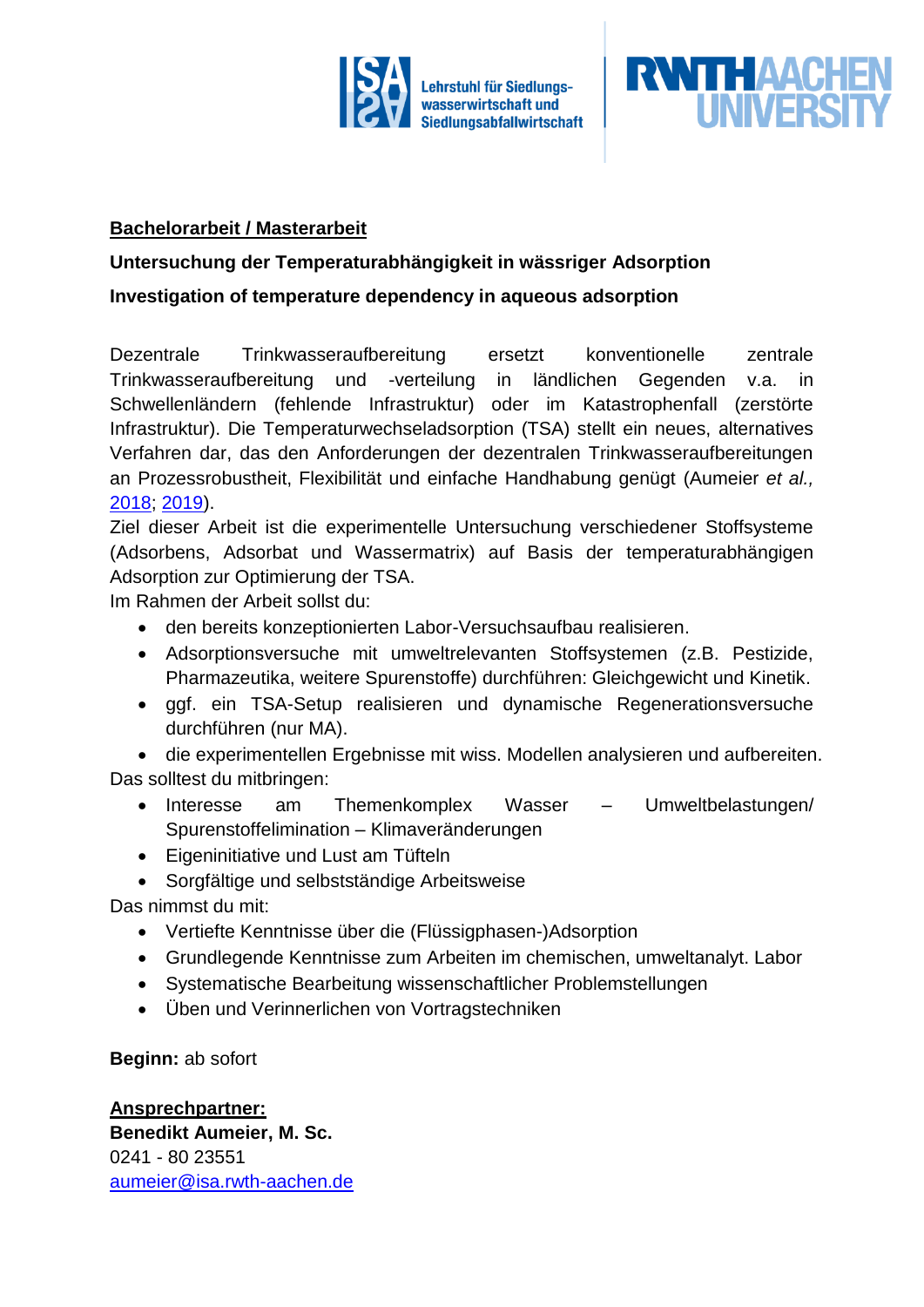Lehrstuhl für Siedlungswasserwirtschaft und Siedlungsabfallwirtschaft

RWTH AACHEN UNIVERSITY

**Bachelorarbeit / Masterarbeit**

**Untersuchung der Temperaturabhängigkeit in wässriger Adsorption**

**Investigation of temperature dependency in aqueous adsorption**

Dezentrale Trinkwasseraufbereitung ersetzt konventionelle zentrale Trinkwasseraufbereitung und -verteilung in ländlichen Gegenden v.a. in Schwellenländern (fehlende Infrastruktur) oder im Katastrophenfall (zerstörte Infrastruktur). Die Temperaturwechseladsorption (TSA) stellt ein neues, alternatives Verfahren dar, das den Anforderungen der dezentralen Trinkwasseraufbereitungen an Prozessrobustheit, Flexibilität und einfache Handhabung genügt (Aumeier *et al.,* 2018; 2019).

Ziel dieser Arbeit ist die experimentelle Untersuchung verschiedener Stoffsysteme (Adsorbens, Adsorbat und Wassermatrix) auf Basis der temperaturabhängigen Adsorption zur Optimierung der TSA.

Im Rahmen der Arbeit sollst du:

- den bereits konzeptionierten Labor-Versuchsaufbau realisieren.
- Adsorptionsversuche mit umweltrelevanten Stoffsystemen (z.B. Pestizide, Pharmazeutika, weitere Spurenstoffe) durchführen: Gleichgewicht und Kinetik.
- ggf. ein TSA-Setup realisieren und dynamische Regenerationsversuche durchführen (nur MA).
- die experimentellen Ergebnisse mit wiss. Modellen analysieren und aufbereiten.

Das solltest du mitbringen:

- Interesse am Themenkomplex Wasser – Umweltbelastungen/ Spurenstoffelimination – Klimaveränderungen
- Eigeninitiative und Lust am Tüfteln
- Sorgfältige und selbstständige Arbeitsweise

Das nimmst du mit:

- Vertiefte Kenntnisse über die (Flüssigphasen-)Adsorption
- Grundlegende Kenntnisse zum Arbeiten im chemischen, umweltanalyt. Labor
- Systematische Bearbeitung wissenschaftlicher Problemstellungen
- Üben und Verinnerlichen von Vortragstechniken

**Beginn:** ab sofort

**Ansprechpartner:**

**Benedikt Aumeier, M. Sc.**
0241 - 80 23551
aumeier@isa.rwth-aachen.de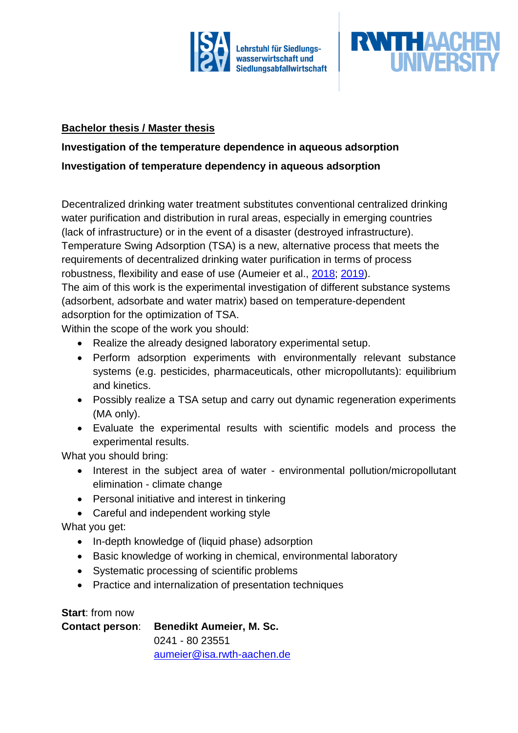Lehrstuhl für Siedlungs-wasserwirtschaft und Siedlungsabfallwirtschaft

RWTH AACHEN UNIVERSITY

**Bachelor thesis / Master thesis**

**Investigation of the temperature dependence in aqueous adsorption**

**Investigation of temperature dependency in aqueous adsorption**

Decentralized drinking water treatment substitutes conventional centralized drinking water purification and distribution in rural areas, especially in emerging countries (lack of infrastructure) or in the event of a disaster (destroyed infrastructure). Temperature Swing Adsorption (TSA) is a new, alternative process that meets the requirements of decentralized drinking water purification in terms of process robustness, flexibility and ease of use (Aumeier et al., 2018; 2019).

The aim of this work is the experimental investigation of different substance systems (adsorbent, adsorbate and water matrix) based on temperature-dependent adsorption for the optimization of TSA.

Within the scope of the work you should:

- Realize the already designed laboratory experimental setup.
- Perform adsorption experiments with environmentally relevant substance systems (e.g. pesticides, pharmaceuticals, other micropollutants): equilibrium and kinetics.
- Possibly realize a TSA setup and carry out dynamic regeneration experiments (MA only).
- Evaluate the experimental results with scientific models and process the experimental results.

What you should bring:

- Interest in the subject area of water - environmental pollution/micropollutant elimination - climate change
- Personal initiative and interest in tinkering
- Careful and independent working style

What you get:

- In-depth knowledge of (liquid phase) adsorption
- Basic knowledge of working in chemical, environmental laboratory
- Systematic processing of scientific problems
- Practice and internalization of presentation techniques

**Start**: from now

**Contact person**: **Benedikt Aumeier, M. Sc.**
0241 - 80 23551
aumeier@isa.rwth-aachen.de